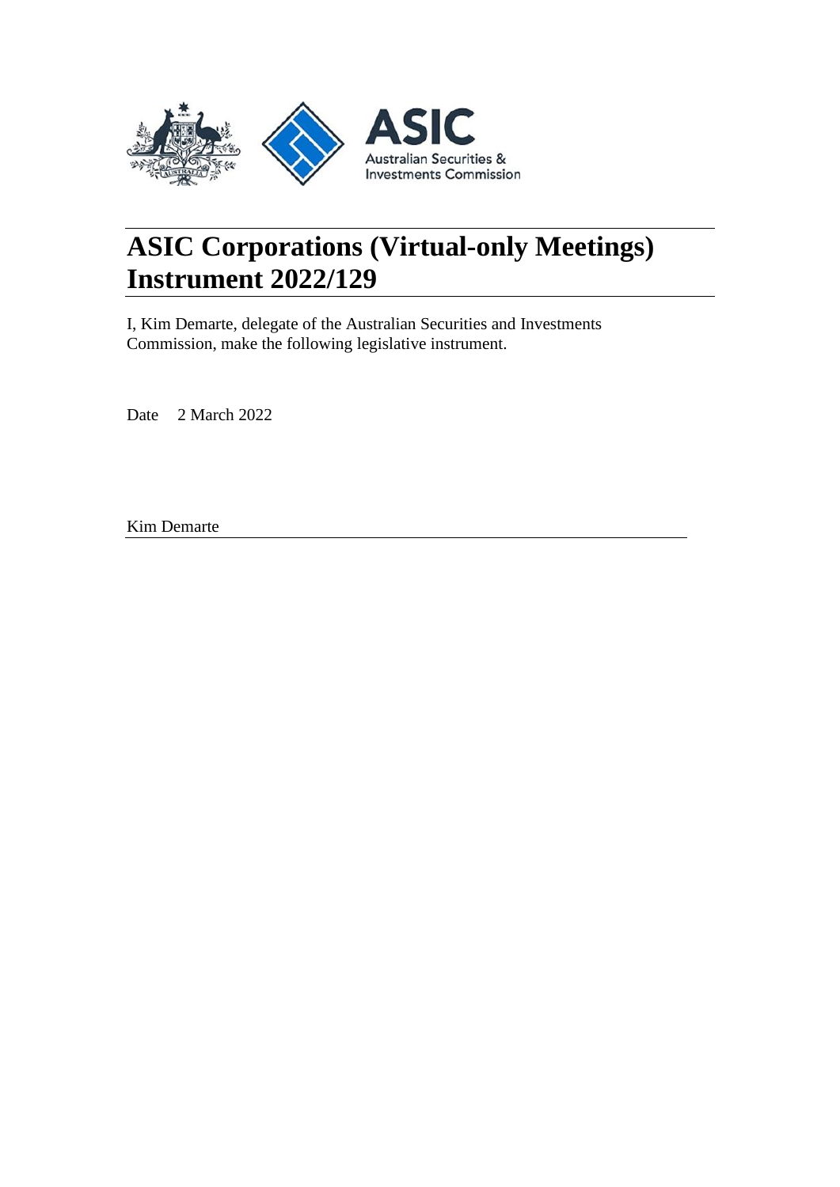# ASIC Corporations (Virtual-only Meetings) Instrument 2022/129

I, Kim Demarte, delegate of the Australian Securities and Investments Commission, make the following legislative instrument.

Date 2 March 2022

Kim Demarte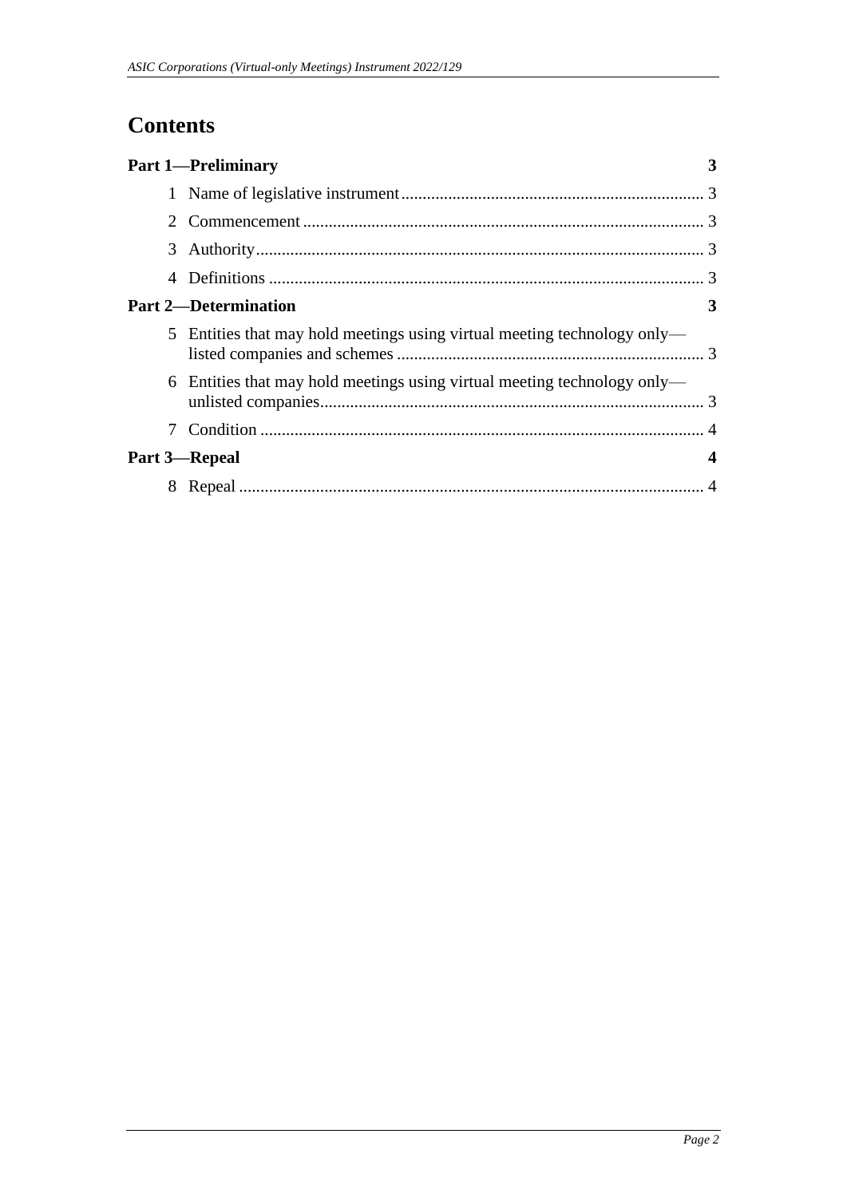# Contents

**Part 1—Preliminary** 3

1 Name of legislative instrument 3

2 Commencement 3

3 Authority 3

4 Definitions 3

**Part 2—Determination** 3

5 Entities that may hold meetings using virtual meeting technology only—listed companies and schemes 3

6 Entities that may hold meetings using virtual meeting technology only—unlisted companies 3

7 Condition 4

**Part 3—Repeal** 4

8 Repeal 4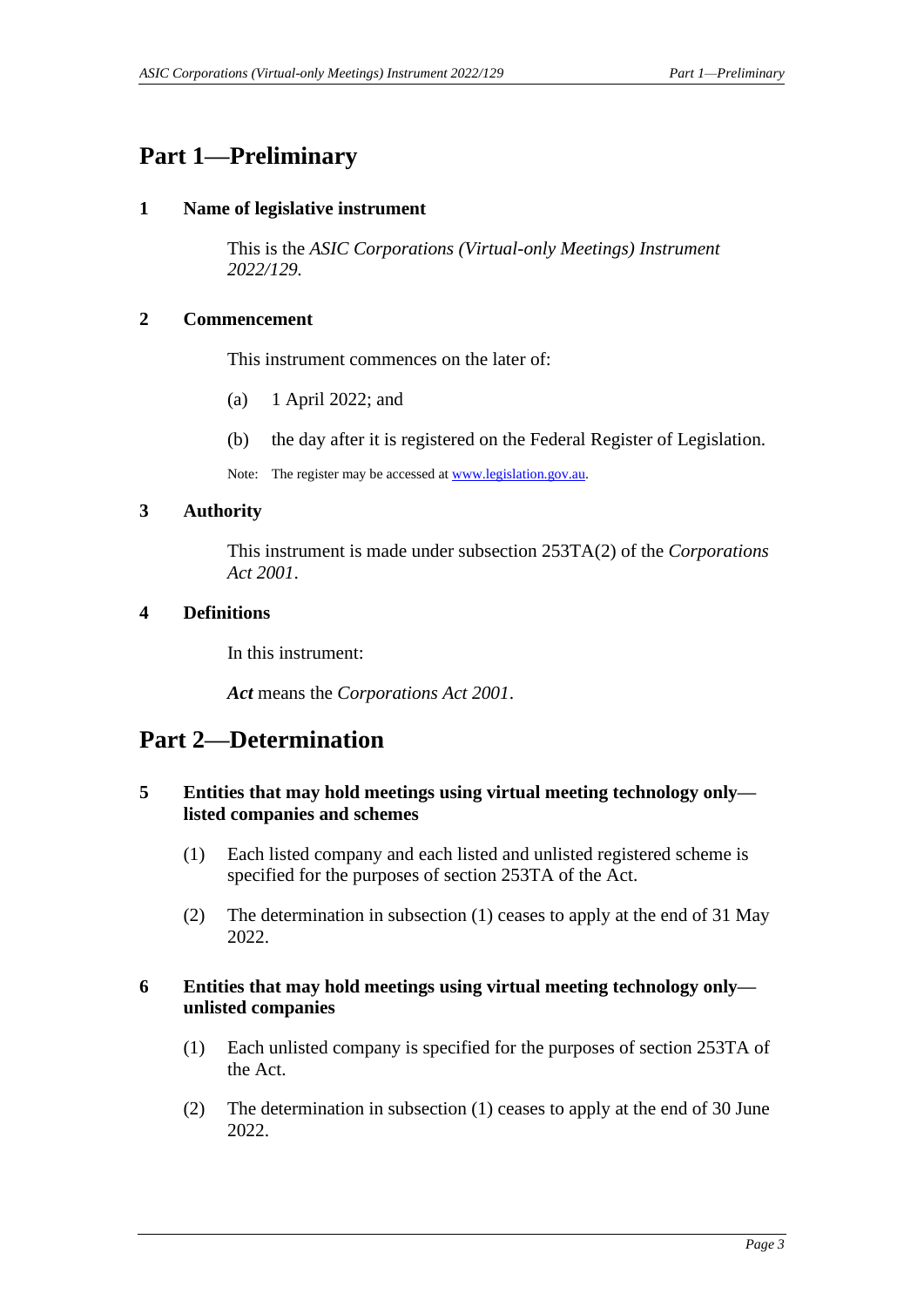# Part 1—Preliminary

## 1 Name of legislative instrument

This is the *ASIC Corporations (Virtual-only Meetings) Instrument 2022/129*.

## 2 Commencement

This instrument commences on the later of:

(a) 1 April 2022; and

(b) the day after it is registered on the Federal Register of Legislation.

Note: The register may be accessed at www.legislation.gov.au.

## 3 Authority

This instrument is made under subsection 253TA(2) of the *Corporations Act 2001*.

## 4 Definitions

In this instrument:

***Act*** means the *Corporations Act 2001*.

# Part 2—Determination

## 5 Entities that may hold meetings using virtual meeting technology only—listed companies and schemes

(1) Each listed company and each listed and unlisted registered scheme is specified for the purposes of section 253TA of the Act.

(2) The determination in subsection (1) ceases to apply at the end of 31 May 2022.

## 6 Entities that may hold meetings using virtual meeting technology only—unlisted companies

(1) Each unlisted company is specified for the purposes of section 253TA of the Act.

(2) The determination in subsection (1) ceases to apply at the end of 30 June 2022.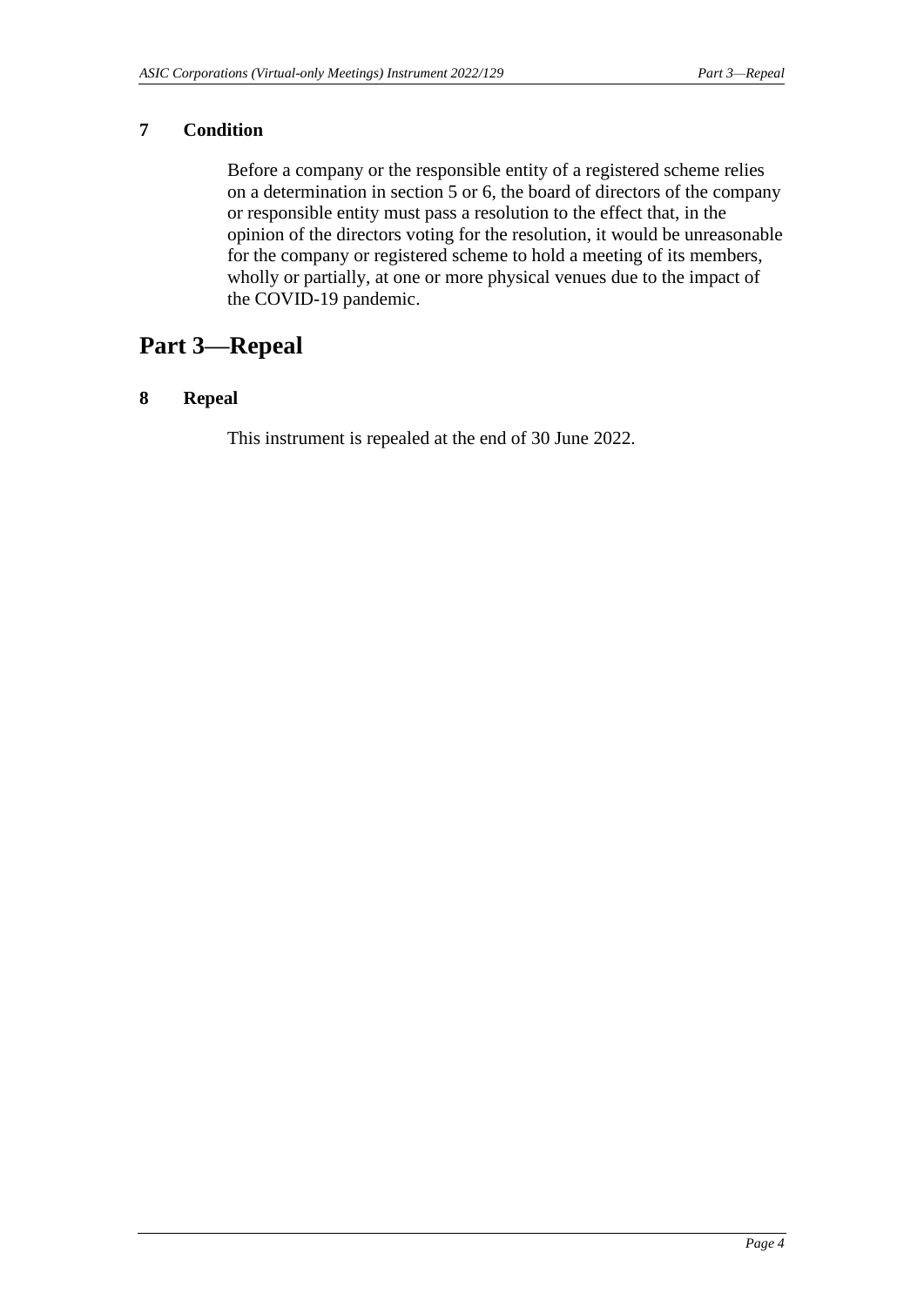### 7 Condition

Before a company or the responsible entity of a registered scheme relies on a determination in section 5 or 6, the board of directors of the company or responsible entity must pass a resolution to the effect that, in the opinion of the directors voting for the resolution, it would be unreasonable for the company or registered scheme to hold a meeting of its members, wholly or partially, at one or more physical venues due to the impact of the COVID-19 pandemic.

## Part 3—Repeal

### 8 Repeal

This instrument is repealed at the end of 30 June 2022.